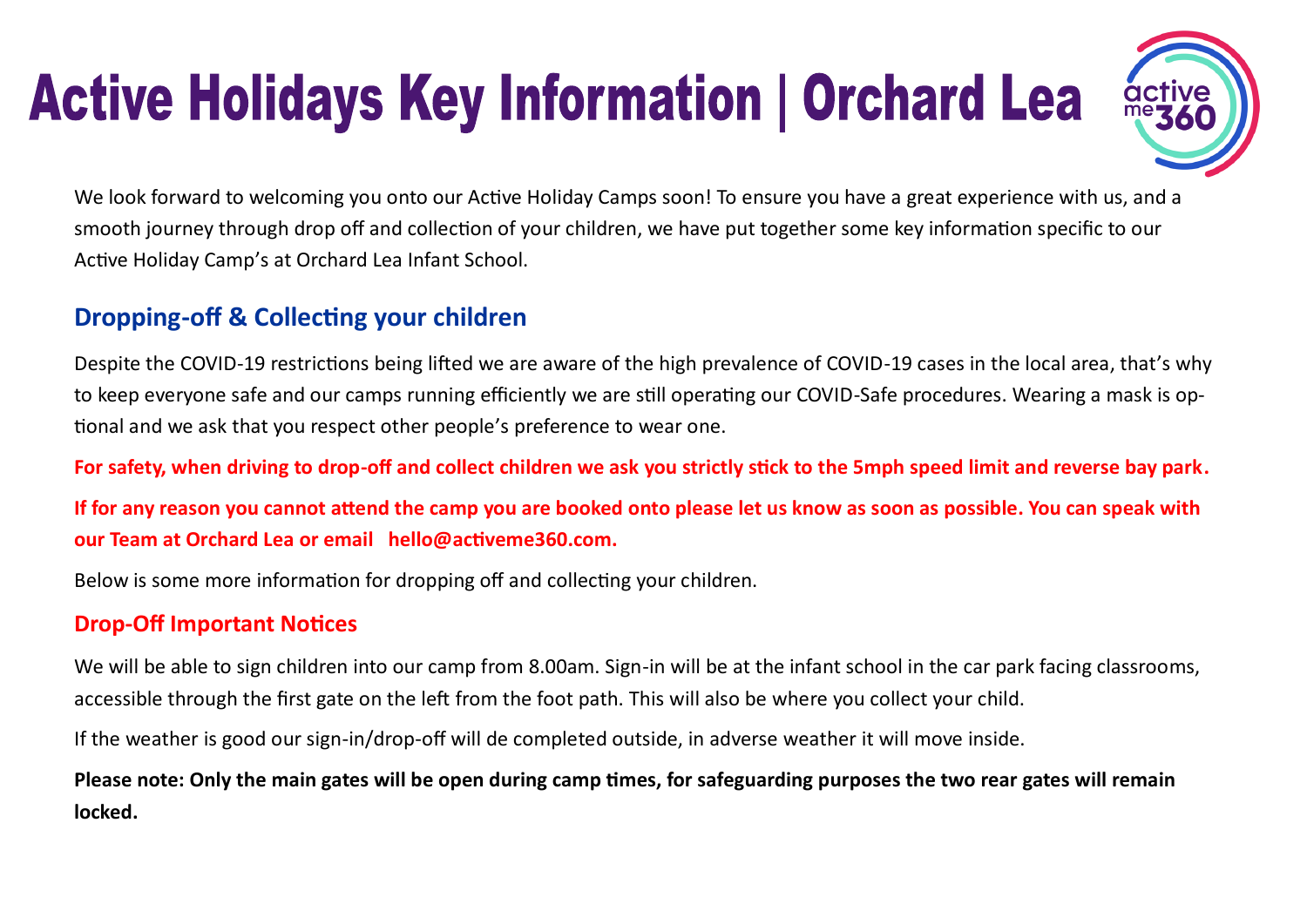# Active Holidays Key Information | Orchard Lea

We look forward to welcoming you onto our Active Holiday Camps soon! To ensure you have a great experience with us, and a smooth journey through drop off and collection of your children, we have put together some key information specific to our Active Holiday Camp's at Orchard Lea Infant School.

## Dropping-off & Collecting your children

Despite the COVID-19 restrictions being lifted we are aware of the high prevalence of COVID-19 cases in the local area, that's why to keep everyone safe and our camps running efficiently we are still operating our COVID-Safe procedures. Wearing a mask is optional and we ask that you respect other people's preference to wear one.

**For safety, when driving to drop-off and collect children we ask you strictly stick to the 5mph speed limit and reverse bay park.**

**If for any reason you cannot attend the camp you are booked onto please let us know as soon as possible. You can speak with our Team at Orchard Lea or email hello@activeme360.com.**

Below is some more information for dropping off and collecting your children.

### Drop-Off Important Notices

We will be able to sign children into our camp from 8.00am. Sign-in will be at the infant school in the car park facing classrooms, accessible through the first gate on the left from the foot path. This will also be where you collect your child.

If the weather is good our sign-in/drop-off will de completed outside, in adverse weather it will move inside.

**Please note: Only the main gates will be open during camp times, for safeguarding purposes the two rear gates will remain locked.**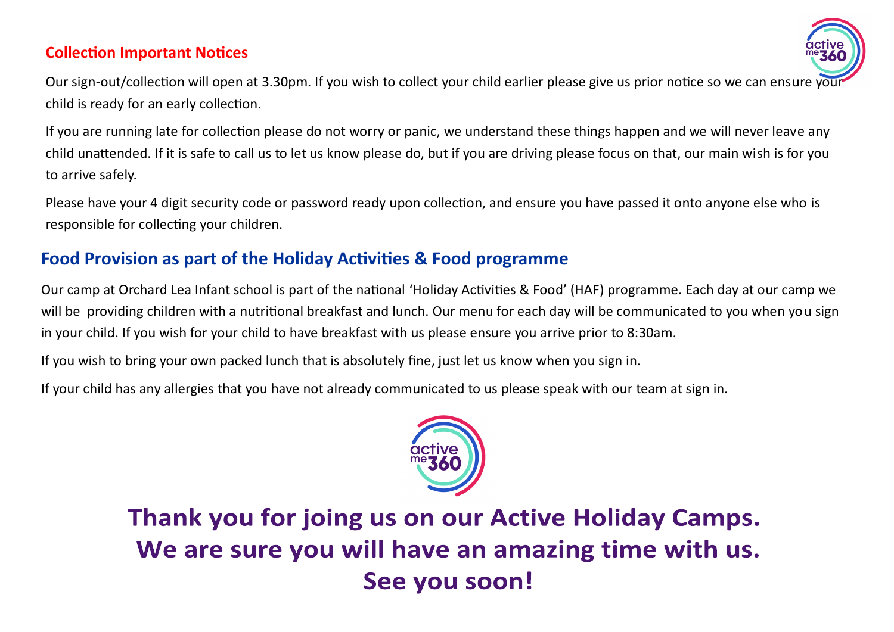## Collection Important Notices

Our sign-out/collection will open at 3.30pm. If you wish to collect your child earlier please give us prior notice so we can ensure your child is ready for an early collection.

If you are running late for collection please do not worry or panic, we understand these things happen and we will never leave any child unattended. If it is safe to call us to let us know please do, but if you are driving please focus on that, our main wish is for you to arrive safely.

Please have your 4 digit security code or password ready upon collection, and ensure you have passed it onto anyone else who is responsible for collecting your children.

## Food Provision as part of the Holiday Activities & Food programme

Our camp at Orchard Lea Infant school is part of the national 'Holiday Activities & Food' (HAF) programme. Each day at our camp we will be providing children with a nutritional breakfast and lunch. Our menu for each day will be communicated to you when you sign in your child. If you wish for your child to have breakfast with us please ensure you arrive prior to 8:30am.

If you wish to bring your own packed lunch that is absolutely fine, just let us know when you sign in.

If your child has any allergies that you have not already communicated to us please speak with our team at sign in.

**Thank you for joing us on our Active Holiday Camps.**
**We are sure you will have an amazing time with us.**
**See you soon!**